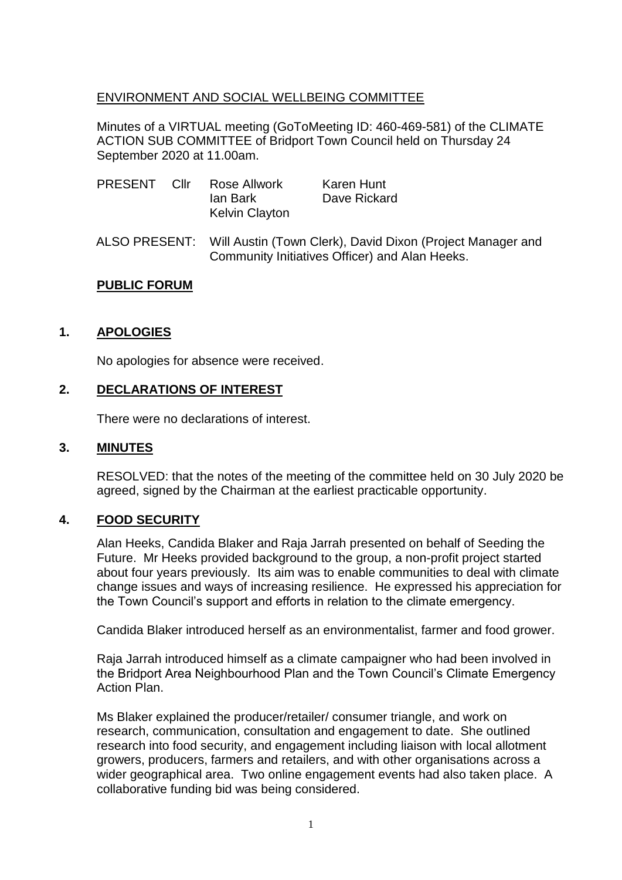## ENVIRONMENT AND SOCIAL WELLBEING COMMITTEE

Minutes of a VIRTUAL meeting (GoToMeeting ID: 460-469-581) of the CLIMATE ACTION SUB COMMITTEE of Bridport Town Council held on Thursday 24 September 2020 at 11.00am.

| PRESENT | Cllr | Rose Allwork | Karen Hunt |
|---|---|---|---|
| | | Ian Bark | Dave Rickard |
| | | Kelvin Clayton | |

ALSO PRESENT: Will Austin (Town Clerk), David Dixon (Project Manager and Community Initiatives Officer) and Alan Heeks.

**PUBLIC FORUM**

### 1. APOLOGIES

No apologies for absence were received.

### 2. DECLARATIONS OF INTEREST

There were no declarations of interest.

### 3. MINUTES

RESOLVED: that the notes of the meeting of the committee held on 30 July 2020 be agreed, signed by the Chairman at the earliest practicable opportunity.

### 4. FOOD SECURITY

Alan Heeks, Candida Blaker and Raja Jarrah presented on behalf of Seeding the Future. Mr Heeks provided background to the group, a non-profit project started about four years previously. Its aim was to enable communities to deal with climate change issues and ways of increasing resilience. He expressed his appreciation for the Town Council's support and efforts in relation to the climate emergency.

Candida Blaker introduced herself as an environmentalist, farmer and food grower.

Raja Jarrah introduced himself as a climate campaigner who had been involved in the Bridport Area Neighbourhood Plan and the Town Council's Climate Emergency Action Plan.

Ms Blaker explained the producer/retailer/ consumer triangle, and work on research, communication, consultation and engagement to date. She outlined research into food security, and engagement including liaison with local allotment growers, producers, farmers and retailers, and with other organisations across a wider geographical area. Two online engagement events had also taken place. A collaborative funding bid was being considered.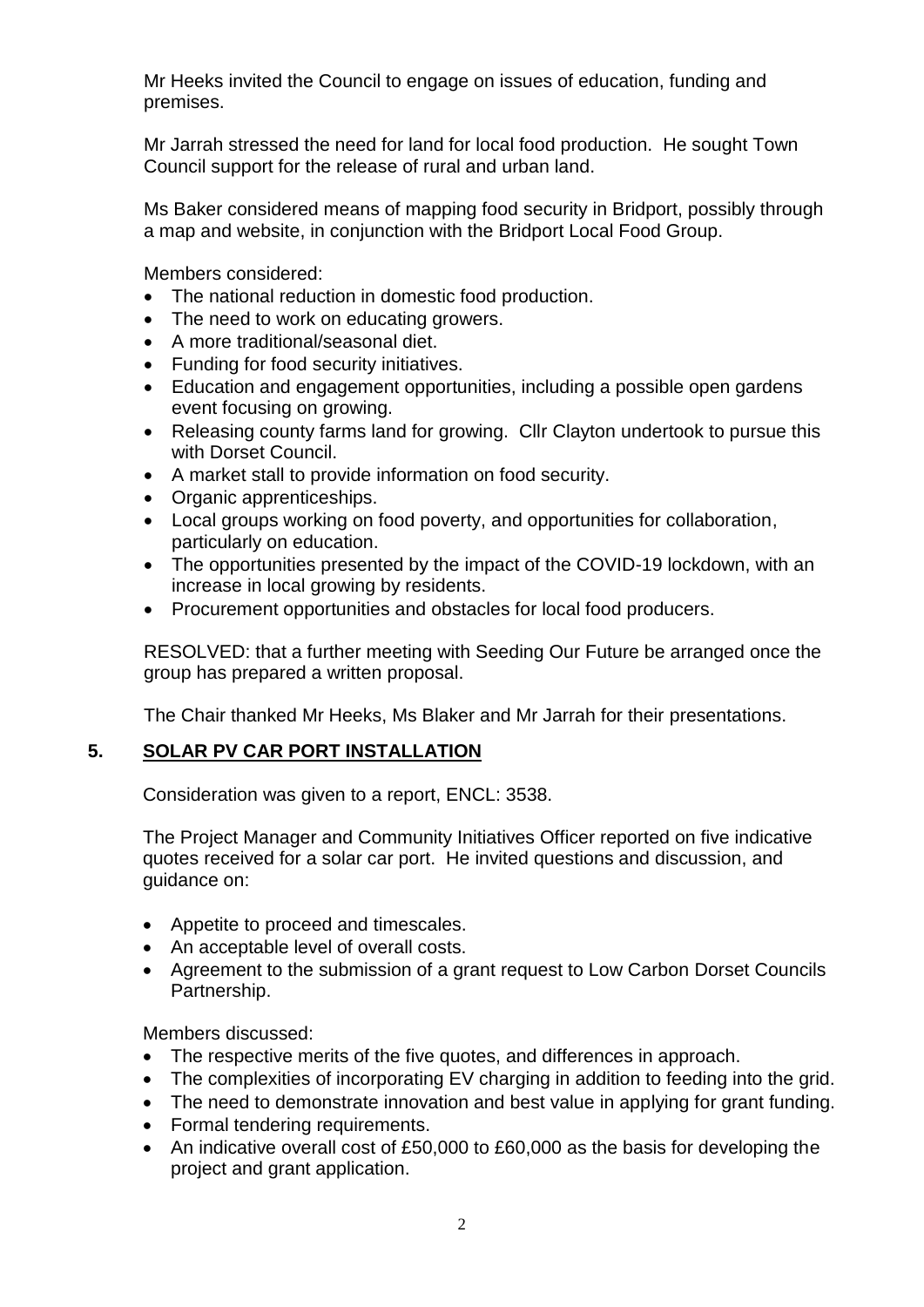Mr Heeks invited the Council to engage on issues of education, funding and premises.

Mr Jarrah stressed the need for land for local food production. He sought Town Council support for the release of rural and urban land.

Ms Baker considered means of mapping food security in Bridport, possibly through a map and website, in conjunction with the Bridport Local Food Group.

Members considered:

- The national reduction in domestic food production.
- The need to work on educating growers.
- A more traditional/seasonal diet.
- Funding for food security initiatives.
- Education and engagement opportunities, including a possible open gardens event focusing on growing.
- Releasing county farms land for growing. Cllr Clayton undertook to pursue this with Dorset Council.
- A market stall to provide information on food security.
- Organic apprenticeships.
- Local groups working on food poverty, and opportunities for collaboration, particularly on education.
- The opportunities presented by the impact of the COVID-19 lockdown, with an increase in local growing by residents.
- Procurement opportunities and obstacles for local food producers.

RESOLVED: that a further meeting with Seeding Our Future be arranged once the group has prepared a written proposal.

The Chair thanked Mr Heeks, Ms Blaker and Mr Jarrah for their presentations.

## 5. SOLAR PV CAR PORT INSTALLATION

Consideration was given to a report, ENCL: 3538.

The Project Manager and Community Initiatives Officer reported on five indicative quotes received for a solar car port. He invited questions and discussion, and guidance on:

- Appetite to proceed and timescales.
- An acceptable level of overall costs.
- Agreement to the submission of a grant request to Low Carbon Dorset Councils Partnership.

Members discussed:

- The respective merits of the five quotes, and differences in approach.
- The complexities of incorporating EV charging in addition to feeding into the grid.
- The need to demonstrate innovation and best value in applying for grant funding.
- Formal tendering requirements.
- An indicative overall cost of £50,000 to £60,000 as the basis for developing the project and grant application.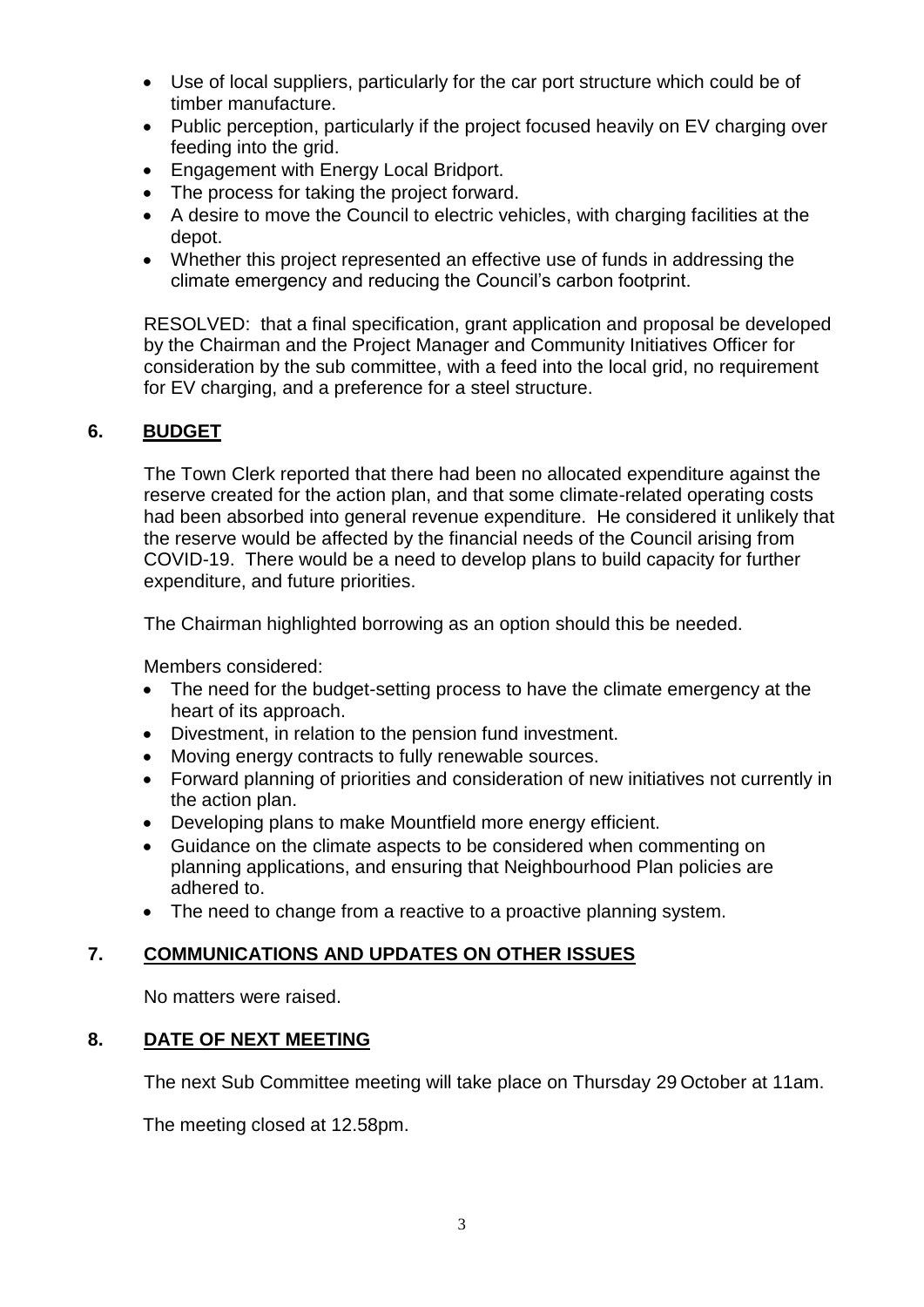- Use of local suppliers, particularly for the car port structure which could be of timber manufacture.
- Public perception, particularly if the project focused heavily on EV charging over feeding into the grid.
- Engagement with Energy Local Bridport.
- The process for taking the project forward.
- A desire to move the Council to electric vehicles, with charging facilities at the depot.
- Whether this project represented an effective use of funds in addressing the climate emergency and reducing the Council's carbon footprint.

RESOLVED: that a final specification, grant application and proposal be developed by the Chairman and the Project Manager and Community Initiatives Officer for consideration by the sub committee, with a feed into the local grid, no requirement for EV charging, and a preference for a steel structure.

## 6. BUDGET

The Town Clerk reported that there had been no allocated expenditure against the reserve created for the action plan, and that some climate-related operating costs had been absorbed into general revenue expenditure. He considered it unlikely that the reserve would be affected by the financial needs of the Council arising from COVID-19. There would be a need to develop plans to build capacity for further expenditure, and future priorities.

The Chairman highlighted borrowing as an option should this be needed.

Members considered:

- The need for the budget-setting process to have the climate emergency at the heart of its approach.
- Divestment, in relation to the pension fund investment.
- Moving energy contracts to fully renewable sources.
- Forward planning of priorities and consideration of new initiatives not currently in the action plan.
- Developing plans to make Mountfield more energy efficient.
- Guidance on the climate aspects to be considered when commenting on planning applications, and ensuring that Neighbourhood Plan policies are adhered to.
- The need to change from a reactive to a proactive planning system.

## 7. COMMUNICATIONS AND UPDATES ON OTHER ISSUES

No matters were raised.

## 8. DATE OF NEXT MEETING

The next Sub Committee meeting will take place on Thursday 29 October at 11am.

The meeting closed at 12.58pm.